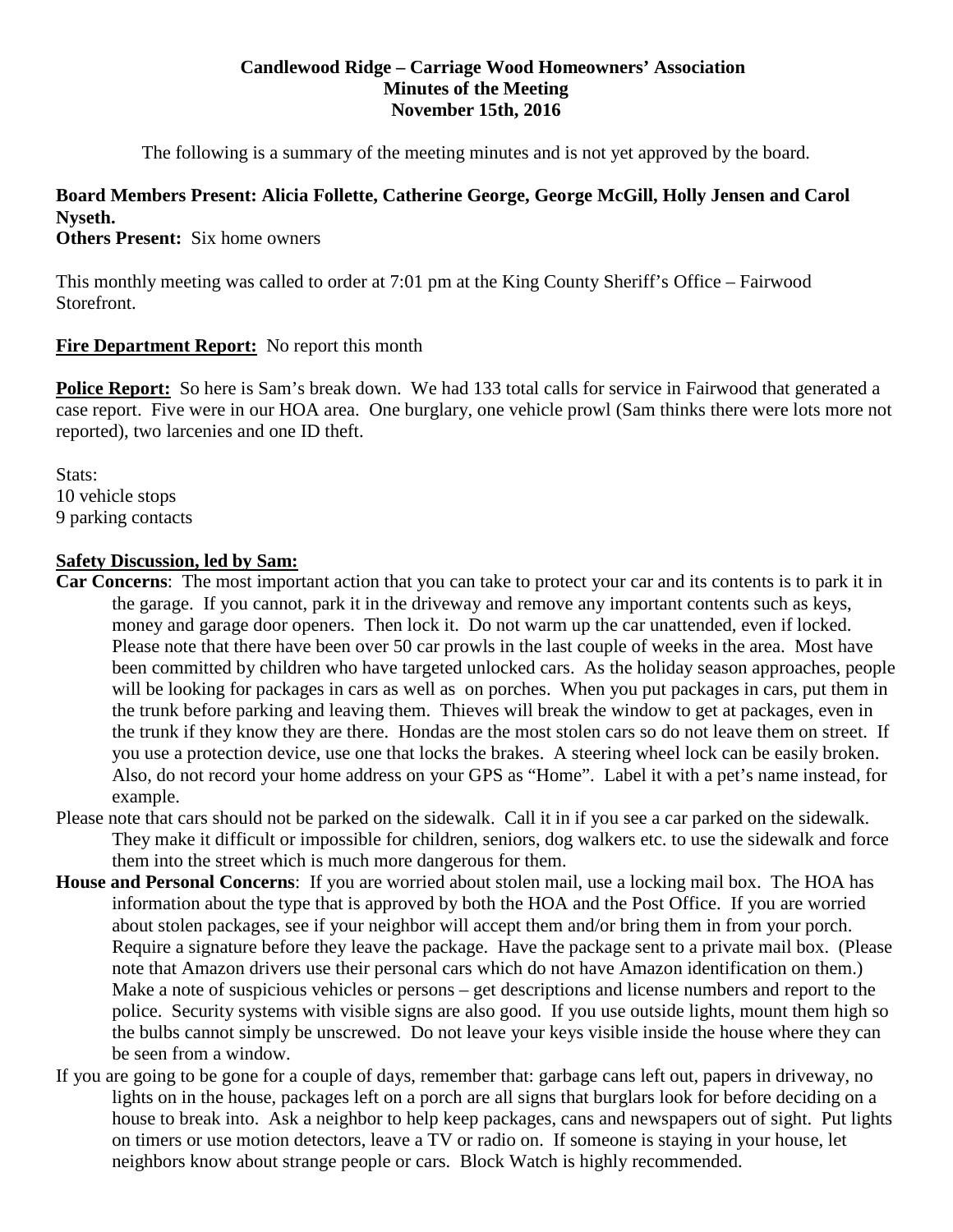**Candlewood Ridge – Carriage Wood Homeowners' Association**
**Minutes of the Meeting**
**November 15th, 2016**

The following is a summary of the meeting minutes and is not yet approved by the board.

**Board Members Present: Alicia Follette, Catherine George, George McGill, Holly Jensen and Carol Nyseth.**
**Others Present:** Six home owners

This monthly meeting was called to order at 7:01 pm at the King County Sheriff's Office – Fairwood Storefront.

**Fire Department Report:** No report this month

**Police Report:** So here is Sam's break down. We had 133 total calls for service in Fairwood that generated a case report. Five were in our HOA area. One burglary, one vehicle prowl (Sam thinks there were lots more not reported), two larcenies and one ID theft.

Stats:
10 vehicle stops
9 parking contacts

**Safety Discussion, led by Sam:**

**Car Concerns**: The most important action that you can take to protect your car and its contents is to park it in the garage. If you cannot, park it in the driveway and remove any important contents such as keys, money and garage door openers. Then lock it. Do not warm up the car unattended, even if locked. Please note that there have been over 50 car prowls in the last couple of weeks in the area. Most have been committed by children who have targeted unlocked cars. As the holiday season approaches, people will be looking for packages in cars as well as on porches. When you put packages in cars, put them in the trunk before parking and leaving them. Thieves will break the window to get at packages, even in the trunk if they know they are there. Hondas are the most stolen cars so do not leave them on street. If you use a protection device, use one that locks the brakes. A steering wheel lock can be easily broken. Also, do not record your home address on your GPS as "Home". Label it with a pet's name instead, for example.

Please note that cars should not be parked on the sidewalk. Call it in if you see a car parked on the sidewalk. They make it difficult or impossible for children, seniors, dog walkers etc. to use the sidewalk and force them into the street which is much more dangerous for them.

**House and Personal Concerns**: If you are worried about stolen mail, use a locking mail box. The HOA has information about the type that is approved by both the HOA and the Post Office. If you are worried about stolen packages, see if your neighbor will accept them and/or bring them in from your porch. Require a signature before they leave the package. Have the package sent to a private mail box. (Please note that Amazon drivers use their personal cars which do not have Amazon identification on them.) Make a note of suspicious vehicles or persons – get descriptions and license numbers and report to the police. Security systems with visible signs are also good. If you use outside lights, mount them high so the bulbs cannot simply be unscrewed. Do not leave your keys visible inside the house where they can be seen from a window.

If you are going to be gone for a couple of days, remember that: garbage cans left out, papers in driveway, no lights on in the house, packages left on a porch are all signs that burglars look for before deciding on a house to break into. Ask a neighbor to help keep packages, cans and newspapers out of sight. Put lights on timers or use motion detectors, leave a TV or radio on. If someone is staying in your house, let neighbors know about strange people or cars. Block Watch is highly recommended.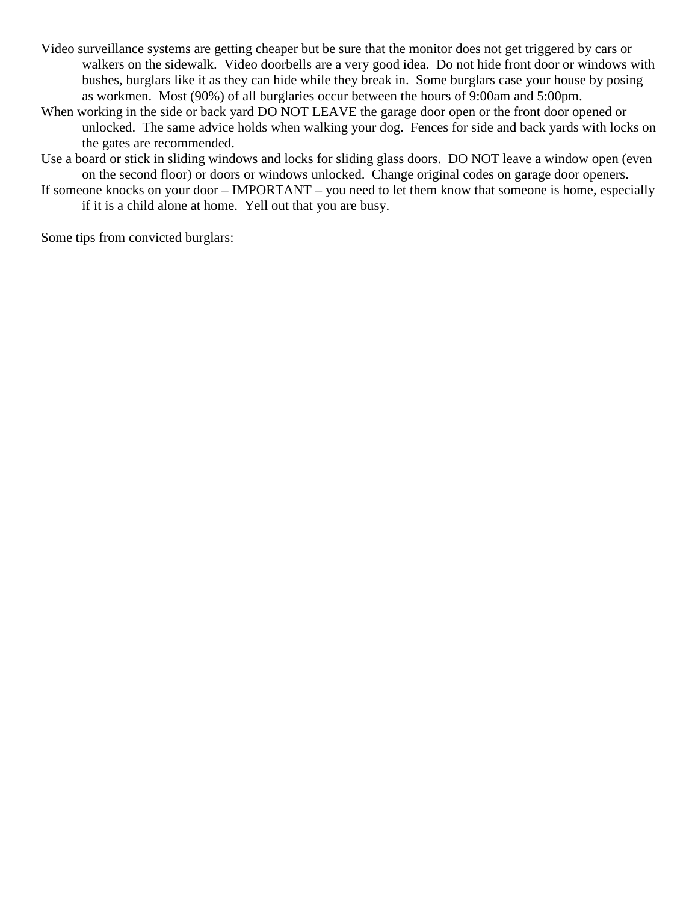Video surveillance systems are getting cheaper but be sure that the monitor does not get triggered by cars or walkers on the sidewalk.  Video doorbells are a very good idea.  Do not hide front door or windows with bushes, burglars like it as they can hide while they break in.  Some burglars case your house by posing as workmen.  Most (90%) of all burglaries occur between the hours of 9:00am and 5:00pm.

When working in the side or back yard DO NOT LEAVE the garage door open or the front door opened or unlocked.  The same advice holds when walking your dog.  Fences for side and back yards with locks on the gates are recommended.

Use a board or stick in sliding windows and locks for sliding glass doors.  DO NOT leave a window open (even on the second floor) or doors or windows unlocked.  Change original codes on garage door openers.

If someone knocks on your door – IMPORTANT – you need to let them know that someone is home, especially if it is a child alone at home.  Yell out that you are busy.

Some tips from convicted burglars: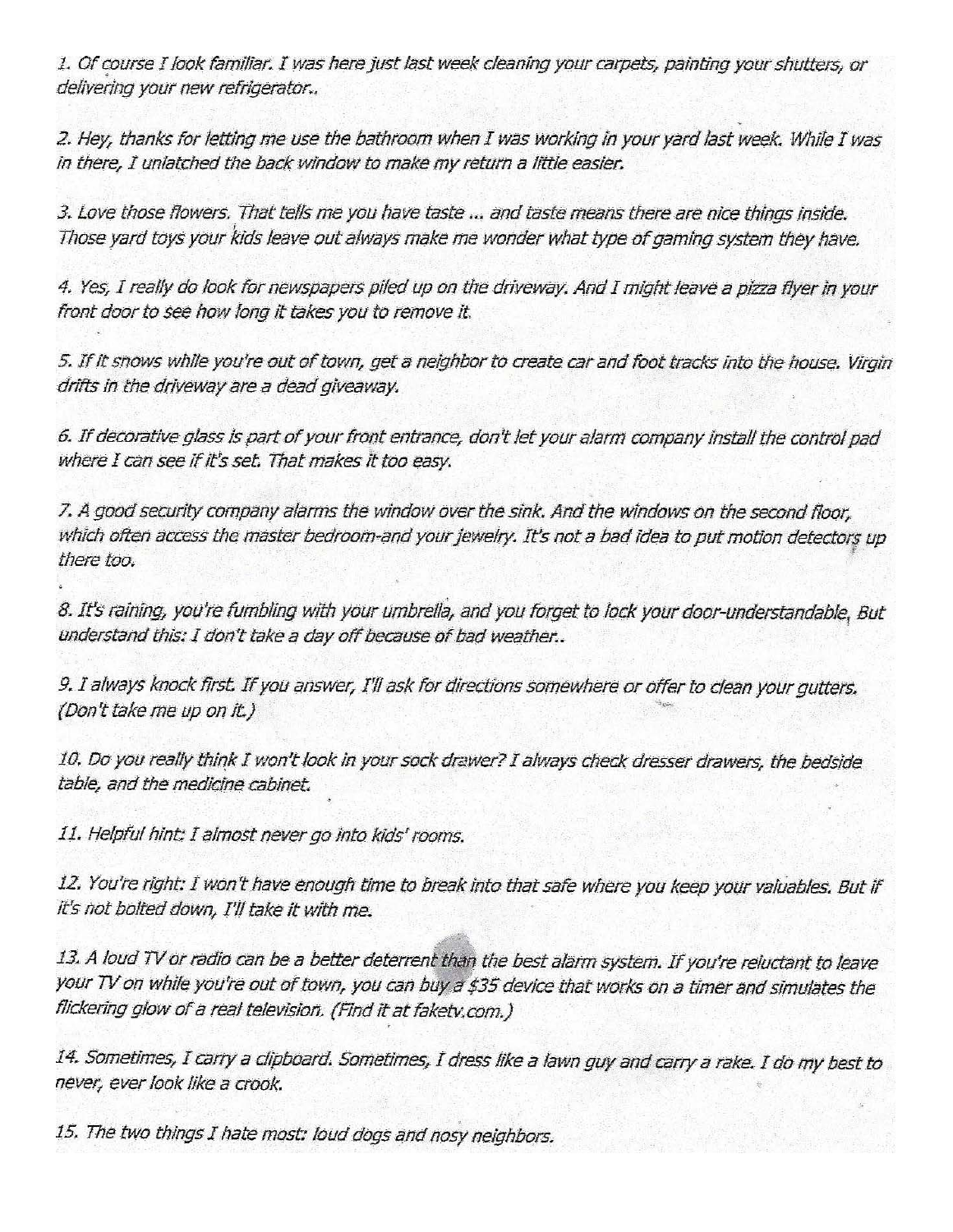*1. Of course I look familiar. I was here just last week cleaning your carpets, painting your shutters, or delivering your new refrigerator..*

*2. Hey, thanks for letting me use the bathroom when I was working in your yard last week. While I was in there, I unlatched the back window to make my return a little easier.*

*3. Love those flowers. That tells me you have taste ... and taste means there are nice things inside. Those yard toys your kids leave out always make me wonder what type of gaming system they have.*

*4. Yes, I really do look for newspapers piled up on the driveway. And I might leave a pizza flyer in your front door to see how long it takes you to remove it.*

*5. If it snows while you're out of town, get a neighbor to create car and foot tracks into the house. Virgin drifts in the driveway are a dead giveaway.*

*6. If decorative glass is part of your front entrance, don't let your alarm company install the control pad where I can see if it's set. That makes it too easy.*

*7. A good security company alarms the window over the sink. And the windows on the second floor, which often access the master bedroom-and your jewelry. It's not a bad idea to put motion detectors up there too.*

*8. It's raining, you're fumbling with your umbrella, and you forget to lock your door-understandable, But understand this: I don't take a day off because of bad weather..*

*9. I always knock first. If you answer, I'll ask for directions somewhere or offer to clean your gutters. (Don't take me up on it.)*

*10. Do you really think I won't look in your sock drawer? I always check dresser drawers, the bedside table, and the medicine cabinet.*

*11. Helpful hint: I almost never go into kids' rooms.*

*12. You're right: I won't have enough time to break into that safe where you keep your valuables. But if it's not bolted down, I'll take it with me.*

*13. A loud TV or radio can be a better deterrent than the best alarm system. If you're reluctant to leave your TV on while you're out of town, you can buy a $35 device that works on a timer and simulates the flickering glow of a real television. (Find it at faketv.com.)*

*14. Sometimes, I carry a clipboard. Sometimes, I dress like a lawn guy and carry a rake. I do my best to never, ever look like a crook.*

*15. The two things I hate most: loud dogs and nosy neighbors.*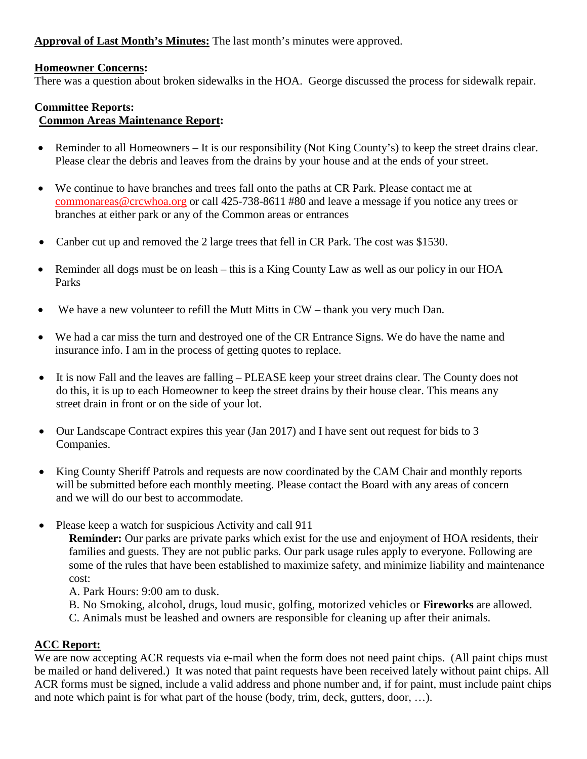**Approval of Last Month's Minutes:** The last month's minutes were approved.

**Homeowner Concerns:**
There was a question about broken sidewalks in the HOA. George discussed the process for sidewalk repair.

**Committee Reports:**
**Common Areas Maintenance Report:**

- Reminder to all Homeowners – It is our responsibility (Not King County's) to keep the street drains clear. Please clear the debris and leaves from the drains by your house and at the ends of your street.
- We continue to have branches and trees fall onto the paths at CR Park. Please contact me at commonareas@crcwhoa.org or call 425-738-8611 #80 and leave a message if you notice any trees or branches at either park or any of the Common areas or entrances
- Canber cut up and removed the 2 large trees that fell in CR Park. The cost was $1530.
- Reminder all dogs must be on leash – this is a King County Law as well as our policy in our HOA Parks
- We have a new volunteer to refill the Mutt Mitts in CW – thank you very much Dan.
- We had a car miss the turn and destroyed one of the CR Entrance Signs. We do have the name and insurance info. I am in the process of getting quotes to replace.
- It is now Fall and the leaves are falling – PLEASE keep your street drains clear. The County does not do this, it is up to each Homeowner to keep the street drains by their house clear. This means any street drain in front or on the side of your lot.
- Our Landscape Contract expires this year (Jan 2017) and I have sent out request for bids to 3 Companies.
- King County Sheriff Patrols and requests are now coordinated by the CAM Chair and monthly reports will be submitted before each monthly meeting. Please contact the Board with any areas of concern and we will do our best to accommodate.
- Please keep a watch for suspicious Activity and call 911

  **Reminder:** Our parks are private parks which exist for the use and enjoyment of HOA residents, their families and guests. They are not public parks. Our park usage rules apply to everyone. Following are some of the rules that have been established to maximize safety, and minimize liability and maintenance cost:

  A. Park Hours: 9:00 am to dusk.
  B. No Smoking, alcohol, drugs, loud music, golfing, motorized vehicles or **Fireworks** are allowed.
  C. Animals must be leashed and owners are responsible for cleaning up after their animals.

**ACC Report:**
We are now accepting ACR requests via e-mail when the form does not need paint chips. (All paint chips must be mailed or hand delivered.) It was noted that paint requests have been received lately without paint chips. All ACR forms must be signed, include a valid address and phone number and, if for paint, must include paint chips and note which paint is for what part of the house (body, trim, deck, gutters, door, …).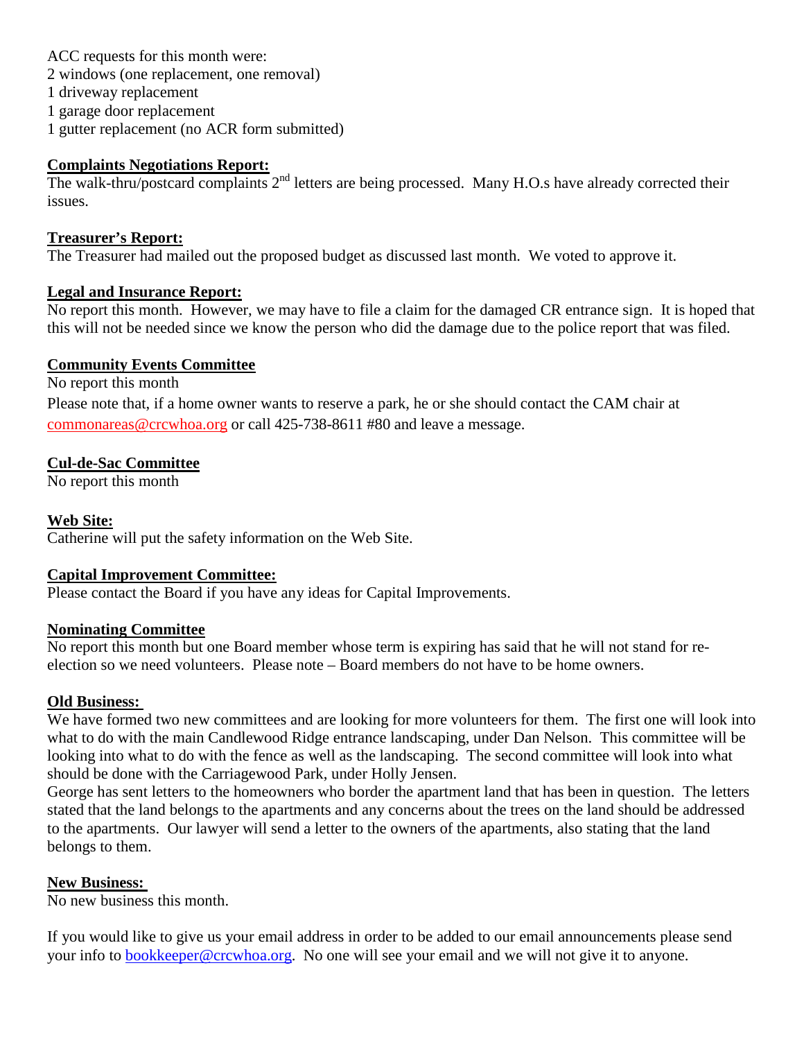ACC requests for this month were:
2 windows (one replacement, one removal)
1 driveway replacement
1 garage door replacement
1 gutter replacement (no ACR form submitted)

**Complaints Negotiations Report:**
The walk-thru/postcard complaints 2nd letters are being processed. Many H.O.s have already corrected their issues.

**Treasurer's Report:**
The Treasurer had mailed out the proposed budget as discussed last month. We voted to approve it.

**Legal and Insurance Report:**
No report this month. However, we may have to file a claim for the damaged CR entrance sign. It is hoped that this will not be needed since we know the person who did the damage due to the police report that was filed.

**Community Events Committee**
No report this month
Please note that, if a home owner wants to reserve a park, he or she should contact the CAM chair at commonareas@crcwhoa.org or call 425-738-8611 #80 and leave a message.

**Cul-de-Sac Committee**
No report this month

**Web Site:**
Catherine will put the safety information on the Web Site.

**Capital Improvement Committee:**
Please contact the Board if you have any ideas for Capital Improvements.

**Nominating Committee**
No report this month but one Board member whose term is expiring has said that he will not stand for re-election so we need volunteers. Please note – Board members do not have to be home owners.

**Old Business:**
We have formed two new committees and are looking for more volunteers for them. The first one will look into what to do with the main Candlewood Ridge entrance landscaping, under Dan Nelson. This committee will be looking into what to do with the fence as well as the landscaping. The second committee will look into what should be done with the Carriagewood Park, under Holly Jensen.
George has sent letters to the homeowners who border the apartment land that has been in question. The letters stated that the land belongs to the apartments and any concerns about the trees on the land should be addressed to the apartments. Our lawyer will send a letter to the owners of the apartments, also stating that the land belongs to them.

**New Business:**
No new business this month.

If you would like to give us your email address in order to be added to our email announcements please send your info to bookkeeper@crcwhoa.org. No one will see your email and we will not give it to anyone.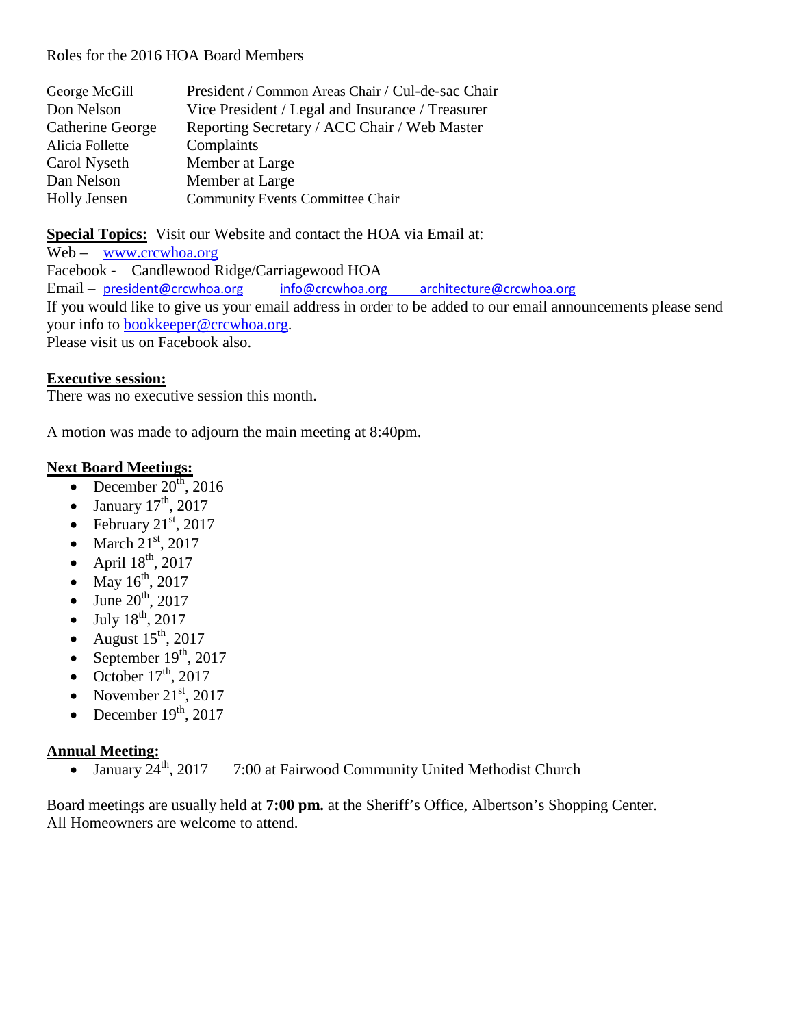Roles for the 2016 HOA Board Members

| | |
|---|---|
| George McGill | President / Common Areas Chair / Cul-de-sac Chair |
| Don Nelson | Vice President / Legal and Insurance / Treasurer |
| Catherine George | Reporting Secretary / ACC Chair / Web Master |
| Alicia Follette | Complaints |
| Carol Nyseth | Member at Large |
| Dan Nelson | Member at Large |
| Holly Jensen | Community Events Committee Chair |

**Special Topics:** Visit our Website and contact the HOA via Email at:
Web – www.crcwhoa.org
Facebook - Candlewood Ridge/Carriagewood HOA
Email – president@crcwhoa.org info@crcwhoa.org architecture@crcwhoa.org
If you would like to give us your email address in order to be added to our email announcements please send your info to bookkeeper@crcwhoa.org.
Please visit us on Facebook also.

**Executive session:**
There was no executive session this month.

A motion was made to adjourn the main meeting at 8:40pm.

**Next Board Meetings:**

- December 20th, 2016
- January 17th, 2017
- February 21st, 2017
- March 21st, 2017
- April 18th, 2017
- May 16th, 2017
- June 20th, 2017
- July 18th, 2017
- August 15th, 2017
- September 19th, 2017
- October 17th, 2017
- November 21st, 2017
- December 19th, 2017

**Annual Meeting:**

- January 24th, 2017 7:00 at Fairwood Community United Methodist Church

Board meetings are usually held at **7:00 pm.** at the Sheriff's Office, Albertson's Shopping Center.
All Homeowners are welcome to attend.